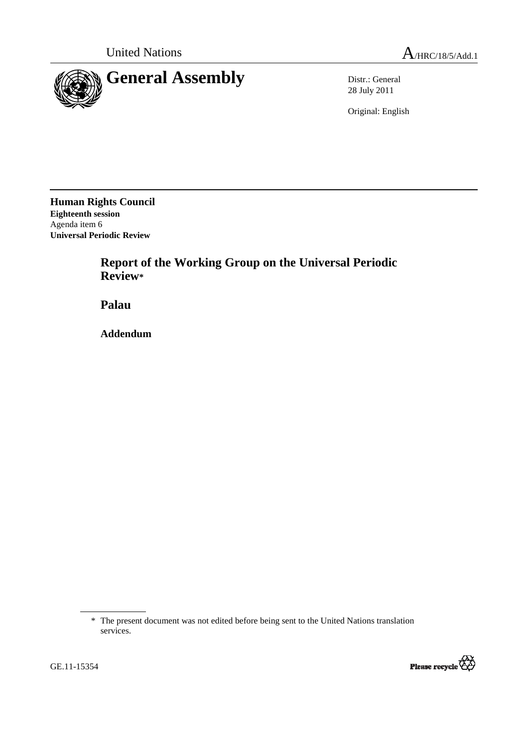United Nations A/HRC/18/5/Add.1

# General Assembly

Distr.: General
28 July 2011

Original: English

**Human Rights Council**
**Eighteenth session**
Agenda item 6
**Universal Periodic Review**

## Report of the Working Group on the Universal Periodic Review*

## Palau

## Addendum

\* The present document was not edited before being sent to the United Nations translation services.

GE.11-15354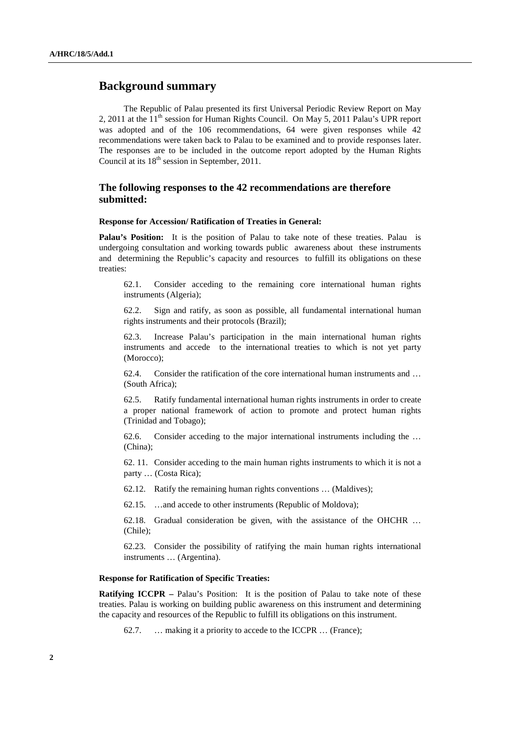## Background summary

The Republic of Palau presented its first Universal Periodic Review Report on May 2, 2011 at the 11th session for Human Rights Council. On May 5, 2011 Palau's UPR report was adopted and of the 106 recommendations, 64 were given responses while 42 recommendations were taken back to Palau to be examined and to provide responses later. The responses are to be included in the outcome report adopted by the Human Rights Council at its 18th session in September, 2011.

### The following responses to the 42 recommendations are therefore submitted:

#### Response for Accession/ Ratification of Treaties in General:

**Palau's Position:** It is the position of Palau to take note of these treaties. Palau is undergoing consultation and working towards public awareness about these instruments and determining the Republic's capacity and resources to fulfill its obligations on these treaties:

62.1. Consider acceding to the remaining core international human rights instruments (Algeria);

62.2. Sign and ratify, as soon as possible, all fundamental international human rights instruments and their protocols (Brazil);

62.3. Increase Palau's participation in the main international human rights instruments and accede to the international treaties to which is not yet party (Morocco);

62.4. Consider the ratification of the core international human instruments and … (South Africa);

62.5. Ratify fundamental international human rights instruments in order to create a proper national framework of action to promote and protect human rights (Trinidad and Tobago);

62.6. Consider acceding to the major international instruments including the … (China);

62. 11. Consider acceding to the main human rights instruments to which it is not a party … (Costa Rica);

62.12. Ratify the remaining human rights conventions … (Maldives);

62.15. …and accede to other instruments (Republic of Moldova);

62.18. Gradual consideration be given, with the assistance of the OHCHR … (Chile);

62.23. Consider the possibility of ratifying the main human rights international instruments … (Argentina).

#### Response for Ratification of Specific Treaties:

**Ratifying ICCPR –** Palau's Position: It is the position of Palau to take note of these treaties. Palau is working on building public awareness on this instrument and determining the capacity and resources of the Republic to fulfill its obligations on this instrument.

62.7. … making it a priority to accede to the ICCPR … (France);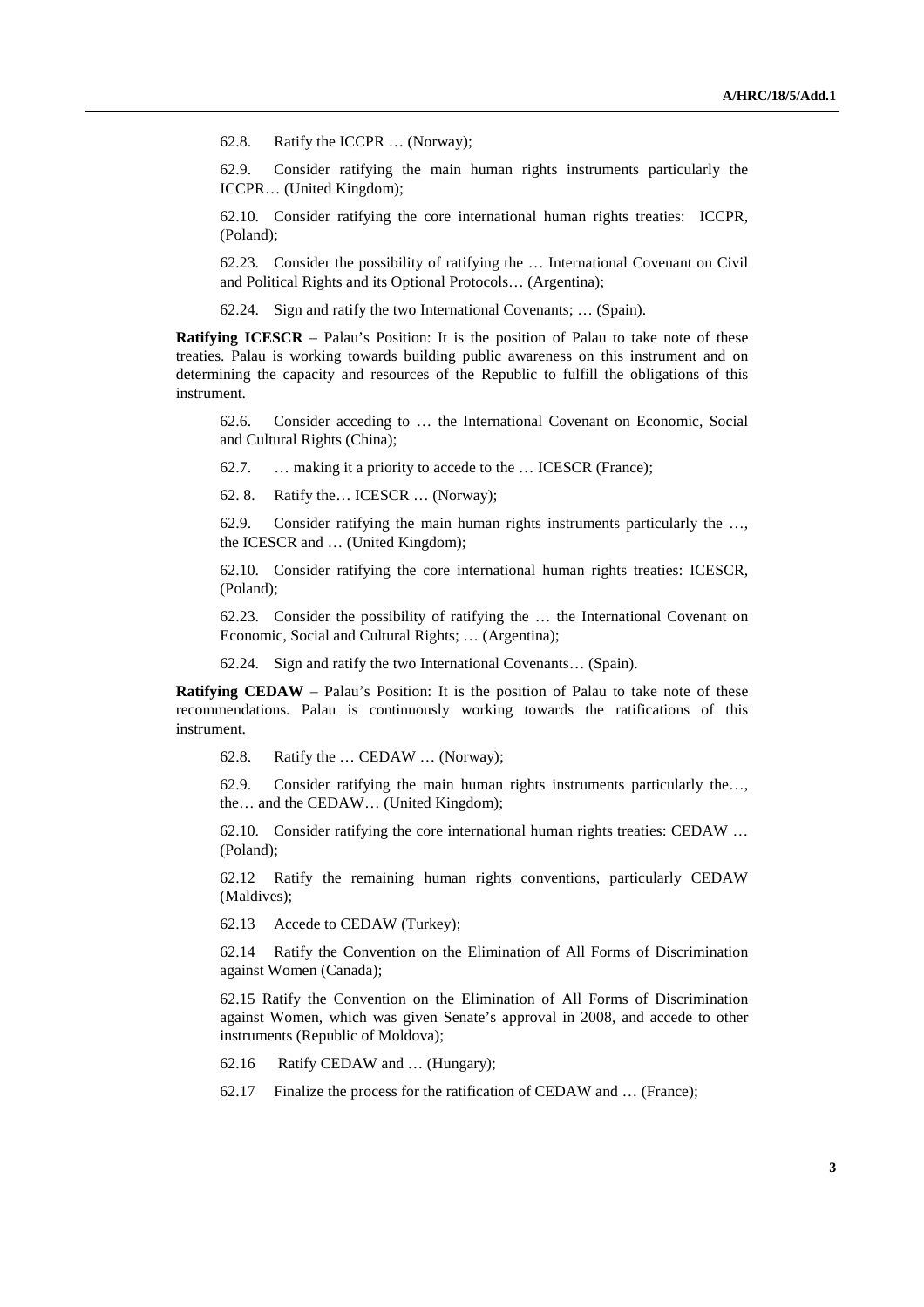62.8. Ratify the ICCPR … (Norway);

62.9. Consider ratifying the main human rights instruments particularly the ICCPR… (United Kingdom);

62.10. Consider ratifying the core international human rights treaties: ICCPR, (Poland);

62.23. Consider the possibility of ratifying the … International Covenant on Civil and Political Rights and its Optional Protocols… (Argentina);

62.24. Sign and ratify the two International Covenants; … (Spain).

**Ratifying ICESCR** – Palau's Position: It is the position of Palau to take note of these treaties. Palau is working towards building public awareness on this instrument and on determining the capacity and resources of the Republic to fulfill the obligations of this instrument.

62.6. Consider acceding to … the International Covenant on Economic, Social and Cultural Rights (China);

62.7. … making it a priority to accede to the … ICESCR (France);

62. 8. Ratify the… ICESCR … (Norway);

62.9. Consider ratifying the main human rights instruments particularly the …, the ICESCR and … (United Kingdom);

62.10. Consider ratifying the core international human rights treaties: ICESCR, (Poland);

62.23. Consider the possibility of ratifying the … the International Covenant on Economic, Social and Cultural Rights; … (Argentina);

62.24. Sign and ratify the two International Covenants… (Spain).

**Ratifying CEDAW** – Palau's Position: It is the position of Palau to take note of these recommendations. Palau is continuously working towards the ratifications of this instrument.

62.8. Ratify the … CEDAW … (Norway);

62.9. Consider ratifying the main human rights instruments particularly the…, the… and the CEDAW… (United Kingdom);

62.10. Consider ratifying the core international human rights treaties: CEDAW … (Poland);

62.12 Ratify the remaining human rights conventions, particularly CEDAW (Maldives);

62.13 Accede to CEDAW (Turkey);

62.14 Ratify the Convention on the Elimination of All Forms of Discrimination against Women (Canada);

62.15 Ratify the Convention on the Elimination of All Forms of Discrimination against Women, which was given Senate's approval in 2008, and accede to other instruments (Republic of Moldova);

62.16 Ratify CEDAW and … (Hungary);

62.17 Finalize the process for the ratification of CEDAW and … (France);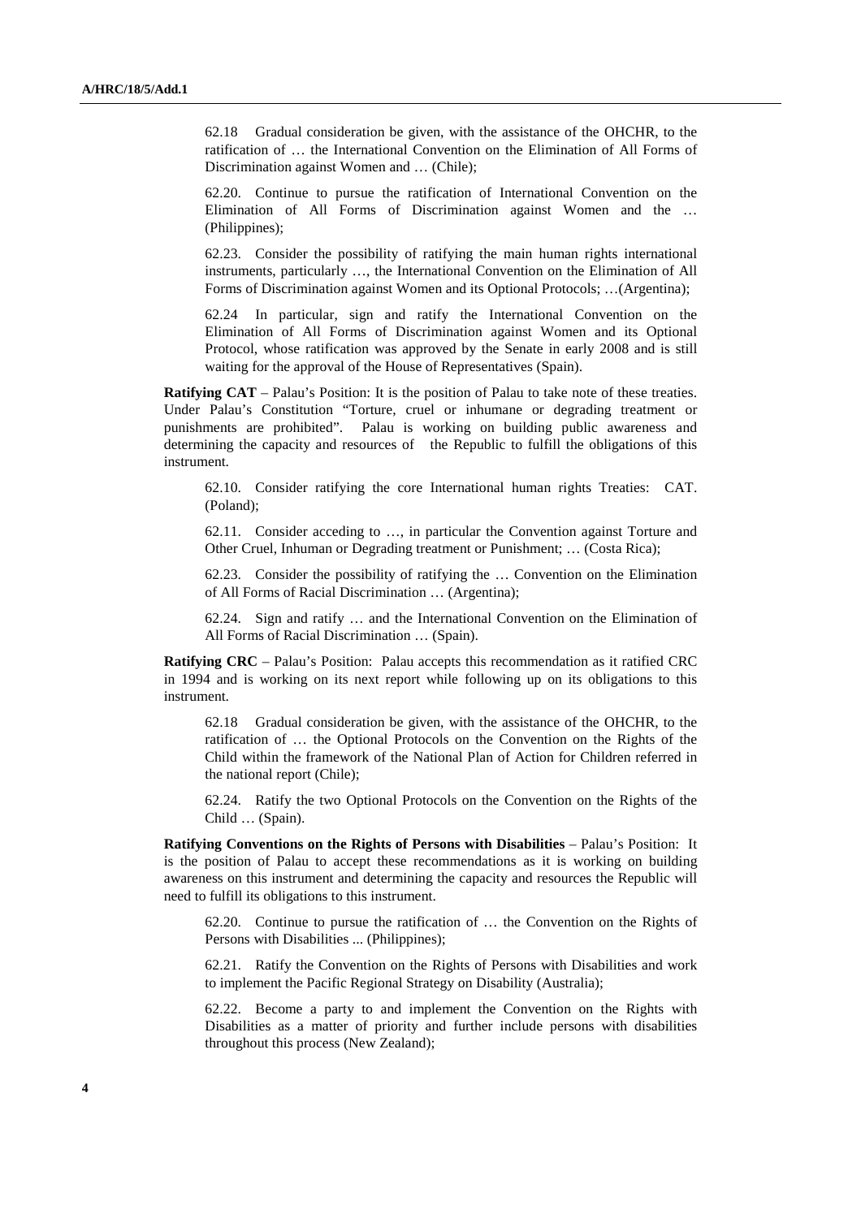62.18 Gradual consideration be given, with the assistance of the OHCHR, to the ratification of … the International Convention on the Elimination of All Forms of Discrimination against Women and … (Chile);

62.20. Continue to pursue the ratification of International Convention on the Elimination of All Forms of Discrimination against Women and the … (Philippines);

62.23. Consider the possibility of ratifying the main human rights international instruments, particularly …, the International Convention on the Elimination of All Forms of Discrimination against Women and its Optional Protocols; …(Argentina);

62.24 In particular, sign and ratify the International Convention on the Elimination of All Forms of Discrimination against Women and its Optional Protocol, whose ratification was approved by the Senate in early 2008 and is still waiting for the approval of the House of Representatives (Spain).

**Ratifying CAT** – Palau's Position: It is the position of Palau to take note of these treaties. Under Palau's Constitution "Torture, cruel or inhumane or degrading treatment or punishments are prohibited". Palau is working on building public awareness and determining the capacity and resources of the Republic to fulfill the obligations of this instrument.

62.10. Consider ratifying the core International human rights Treaties: CAT. (Poland);

62.11. Consider acceding to …, in particular the Convention against Torture and Other Cruel, Inhuman or Degrading treatment or Punishment; … (Costa Rica);

62.23. Consider the possibility of ratifying the … Convention on the Elimination of All Forms of Racial Discrimination … (Argentina);

62.24. Sign and ratify … and the International Convention on the Elimination of All Forms of Racial Discrimination … (Spain).

**Ratifying CRC** – Palau's Position: Palau accepts this recommendation as it ratified CRC in 1994 and is working on its next report while following up on its obligations to this instrument.

62.18 Gradual consideration be given, with the assistance of the OHCHR, to the ratification of … the Optional Protocols on the Convention on the Rights of the Child within the framework of the National Plan of Action for Children referred in the national report (Chile);

62.24. Ratify the two Optional Protocols on the Convention on the Rights of the Child … (Spain).

**Ratifying Conventions on the Rights of Persons with Disabilities** – Palau's Position: It is the position of Palau to accept these recommendations as it is working on building awareness on this instrument and determining the capacity and resources the Republic will need to fulfill its obligations to this instrument.

62.20. Continue to pursue the ratification of … the Convention on the Rights of Persons with Disabilities ... (Philippines);

62.21. Ratify the Convention on the Rights of Persons with Disabilities and work to implement the Pacific Regional Strategy on Disability (Australia);

62.22. Become a party to and implement the Convention on the Rights with Disabilities as a matter of priority and further include persons with disabilities throughout this process (New Zealand);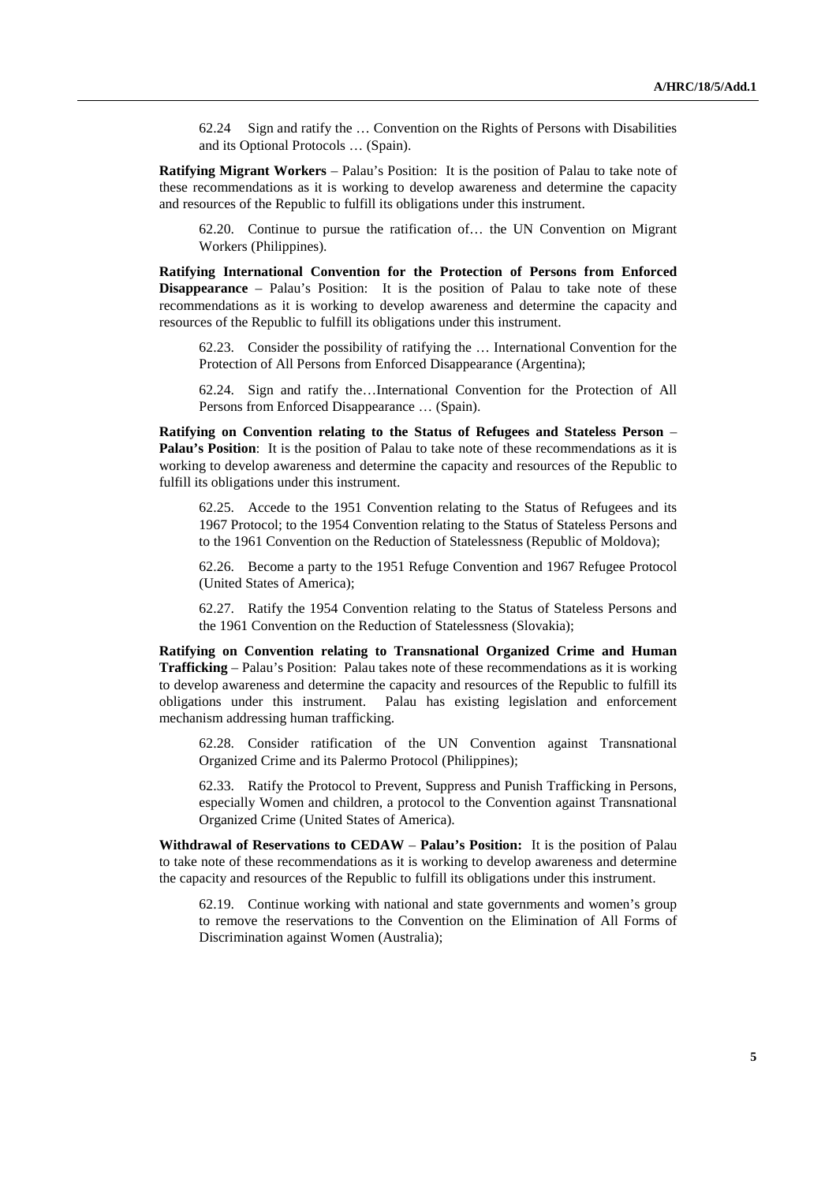62.24 Sign and ratify the … Convention on the Rights of Persons with Disabilities and its Optional Protocols … (Spain).

**Ratifying Migrant Workers** – Palau's Position: It is the position of Palau to take note of these recommendations as it is working to develop awareness and determine the capacity and resources of the Republic to fulfill its obligations under this instrument.

62.20. Continue to pursue the ratification of… the UN Convention on Migrant Workers (Philippines).

**Ratifying International Convention for the Protection of Persons from Enforced Disappearance** – Palau's Position: It is the position of Palau to take note of these recommendations as it is working to develop awareness and determine the capacity and resources of the Republic to fulfill its obligations under this instrument.

62.23. Consider the possibility of ratifying the … International Convention for the Protection of All Persons from Enforced Disappearance (Argentina);

62.24. Sign and ratify the…International Convention for the Protection of All Persons from Enforced Disappearance … (Spain).

**Ratifying on Convention relating to the Status of Refugees and Stateless Person** – **Palau's Position**: It is the position of Palau to take note of these recommendations as it is working to develop awareness and determine the capacity and resources of the Republic to fulfill its obligations under this instrument.

62.25. Accede to the 1951 Convention relating to the Status of Refugees and its 1967 Protocol; to the 1954 Convention relating to the Status of Stateless Persons and to the 1961 Convention on the Reduction of Statelessness (Republic of Moldova);

62.26. Become a party to the 1951 Refuge Convention and 1967 Refugee Protocol (United States of America);

62.27. Ratify the 1954 Convention relating to the Status of Stateless Persons and the 1961 Convention on the Reduction of Statelessness (Slovakia);

**Ratifying on Convention relating to Transnational Organized Crime and Human Trafficking** – Palau's Position: Palau takes note of these recommendations as it is working to develop awareness and determine the capacity and resources of the Republic to fulfill its obligations under this instrument. Palau has existing legislation and enforcement mechanism addressing human trafficking.

62.28. Consider ratification of the UN Convention against Transnational Organized Crime and its Palermo Protocol (Philippines);

62.33. Ratify the Protocol to Prevent, Suppress and Punish Trafficking in Persons, especially Women and children, a protocol to the Convention against Transnational Organized Crime (United States of America).

**Withdrawal of Reservations to CEDAW** – **Palau's Position:** It is the position of Palau to take note of these recommendations as it is working to develop awareness and determine the capacity and resources of the Republic to fulfill its obligations under this instrument.

62.19. Continue working with national and state governments and women's group to remove the reservations to the Convention on the Elimination of All Forms of Discrimination against Women (Australia);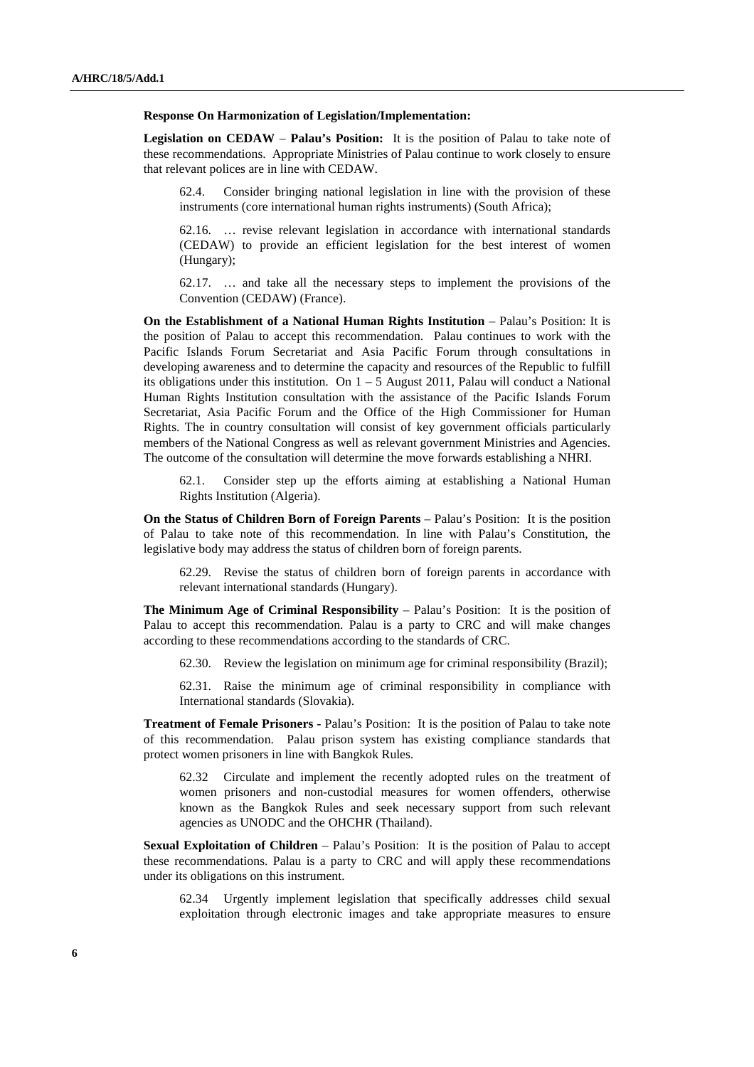**Response On Harmonization of Legislation/Implementation:**

**Legislation on CEDAW** – **Palau's Position:** It is the position of Palau to take note of these recommendations. Appropriate Ministries of Palau continue to work closely to ensure that relevant polices are in line with CEDAW.

> 62.4. Consider bringing national legislation in line with the provision of these instruments (core international human rights instruments) (South Africa);
>
> 62.16. … revise relevant legislation in accordance with international standards (CEDAW) to provide an efficient legislation for the best interest of women (Hungary);
>
> 62.17. … and take all the necessary steps to implement the provisions of the Convention (CEDAW) (France).

**On the Establishment of a National Human Rights Institution** – Palau's Position: It is the position of Palau to accept this recommendation. Palau continues to work with the Pacific Islands Forum Secretariat and Asia Pacific Forum through consultations in developing awareness and to determine the capacity and resources of the Republic to fulfill its obligations under this institution. On 1 – 5 August 2011, Palau will conduct a National Human Rights Institution consultation with the assistance of the Pacific Islands Forum Secretariat, Asia Pacific Forum and the Office of the High Commissioner for Human Rights. The in country consultation will consist of key government officials particularly members of the National Congress as well as relevant government Ministries and Agencies. The outcome of the consultation will determine the move forwards establishing a NHRI.

> 62.1. Consider step up the efforts aiming at establishing a National Human Rights Institution (Algeria).

**On the Status of Children Born of Foreign Parents** – Palau's Position: It is the position of Palau to take note of this recommendation. In line with Palau's Constitution, the legislative body may address the status of children born of foreign parents.

> 62.29. Revise the status of children born of foreign parents in accordance with relevant international standards (Hungary).

**The Minimum Age of Criminal Responsibility** – Palau's Position: It is the position of Palau to accept this recommendation. Palau is a party to CRC and will make changes according to these recommendations according to the standards of CRC.

> 62.30. Review the legislation on minimum age for criminal responsibility (Brazil);
>
> 62.31. Raise the minimum age of criminal responsibility in compliance with International standards (Slovakia).

**Treatment of Female Prisoners** - Palau's Position: It is the position of Palau to take note of this recommendation. Palau prison system has existing compliance standards that protect women prisoners in line with Bangkok Rules.

> 62.32 Circulate and implement the recently adopted rules on the treatment of women prisoners and non-custodial measures for women offenders, otherwise known as the Bangkok Rules and seek necessary support from such relevant agencies as UNODC and the OHCHR (Thailand).

**Sexual Exploitation of Children** – Palau's Position: It is the position of Palau to accept these recommendations. Palau is a party to CRC and will apply these recommendations under its obligations on this instrument.

> 62.34 Urgently implement legislation that specifically addresses child sexual exploitation through electronic images and take appropriate measures to ensure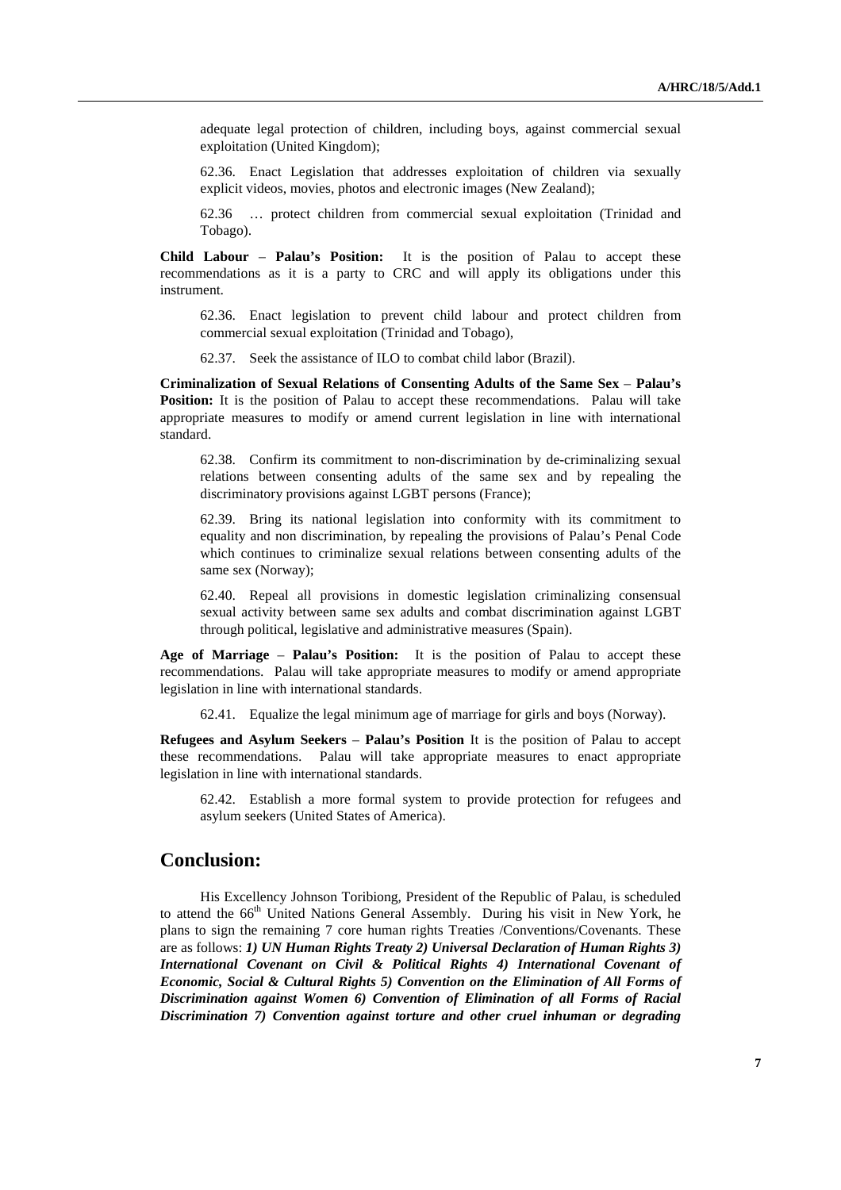adequate legal protection of children, including boys, against commercial sexual exploitation (United Kingdom);

62.36. Enact Legislation that addresses exploitation of children via sexually explicit videos, movies, photos and electronic images (New Zealand);

62.36 … protect children from commercial sexual exploitation (Trinidad and Tobago).

**Child Labour** – **Palau's Position:** It is the position of Palau to accept these recommendations as it is a party to CRC and will apply its obligations under this instrument.

62.36. Enact legislation to prevent child labour and protect children from commercial sexual exploitation (Trinidad and Tobago),

62.37. Seek the assistance of ILO to combat child labor (Brazil).

**Criminalization of Sexual Relations of Consenting Adults of the Same Sex** – **Palau's Position:** It is the position of Palau to accept these recommendations. Palau will take appropriate measures to modify or amend current legislation in line with international standard.

62.38. Confirm its commitment to non-discrimination by de-criminalizing sexual relations between consenting adults of the same sex and by repealing the discriminatory provisions against LGBT persons (France);

62.39. Bring its national legislation into conformity with its commitment to equality and non discrimination, by repealing the provisions of Palau's Penal Code which continues to criminalize sexual relations between consenting adults of the same sex (Norway);

62.40. Repeal all provisions in domestic legislation criminalizing consensual sexual activity between same sex adults and combat discrimination against LGBT through political, legislative and administrative measures (Spain).

**Age of Marriage** – **Palau's Position:** It is the position of Palau to accept these recommendations. Palau will take appropriate measures to modify or amend appropriate legislation in line with international standards.

62.41. Equalize the legal minimum age of marriage for girls and boys (Norway).

**Refugees and Asylum Seekers** – **Palau's Position** It is the position of Palau to accept these recommendations. Palau will take appropriate measures to enact appropriate legislation in line with international standards.

62.42. Establish a more formal system to provide protection for refugees and asylum seekers (United States of America).

## Conclusion:

His Excellency Johnson Toribiong, President of the Republic of Palau, is scheduled to attend the 66th United Nations General Assembly. During his visit in New York, he plans to sign the remaining 7 core human rights Treaties /Conventions/Covenants. These are as follows: ***1) UN Human Rights Treaty 2) Universal Declaration of Human Rights 3) International Covenant on Civil & Political Rights 4) International Covenant of Economic, Social & Cultural Rights 5) Convention on the Elimination of All Forms of Discrimination against Women 6) Convention of Elimination of all Forms of Racial Discrimination 7) Convention against torture and other cruel inhuman or degrading***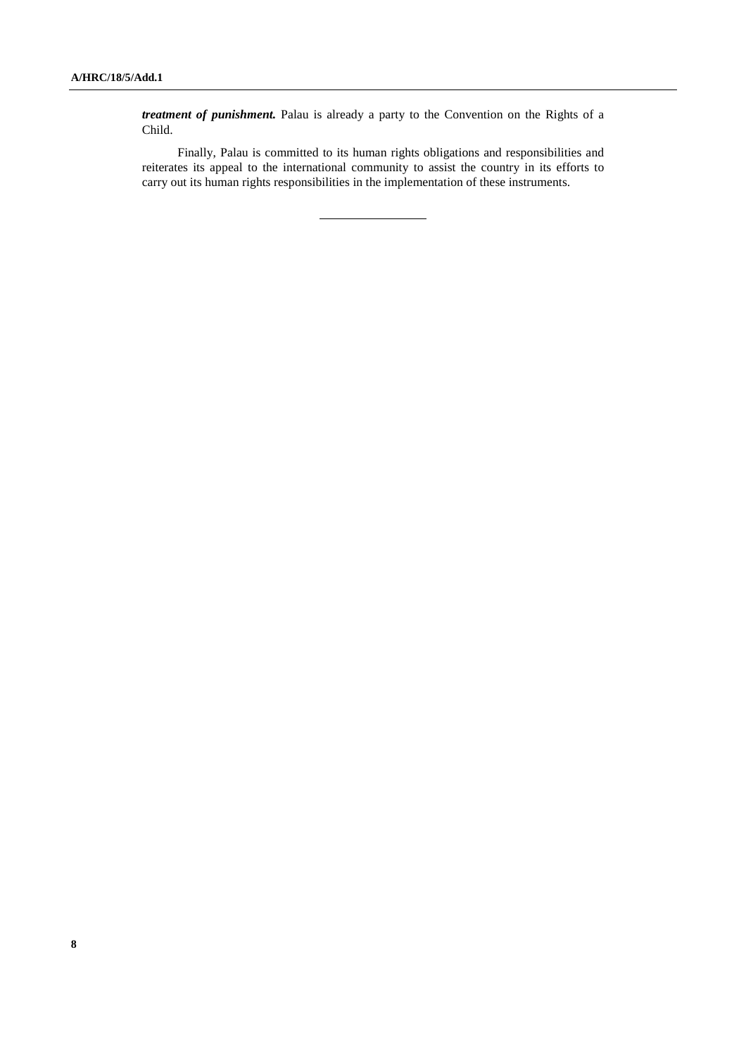***treatment of punishment.*** Palau is already a party to the Convention on the Rights of a Child.

Finally, Palau is committed to its human rights obligations and responsibilities and reiterates its appeal to the international community to assist the country in its efforts to carry out its human rights responsibilities in the implementation of these instruments.